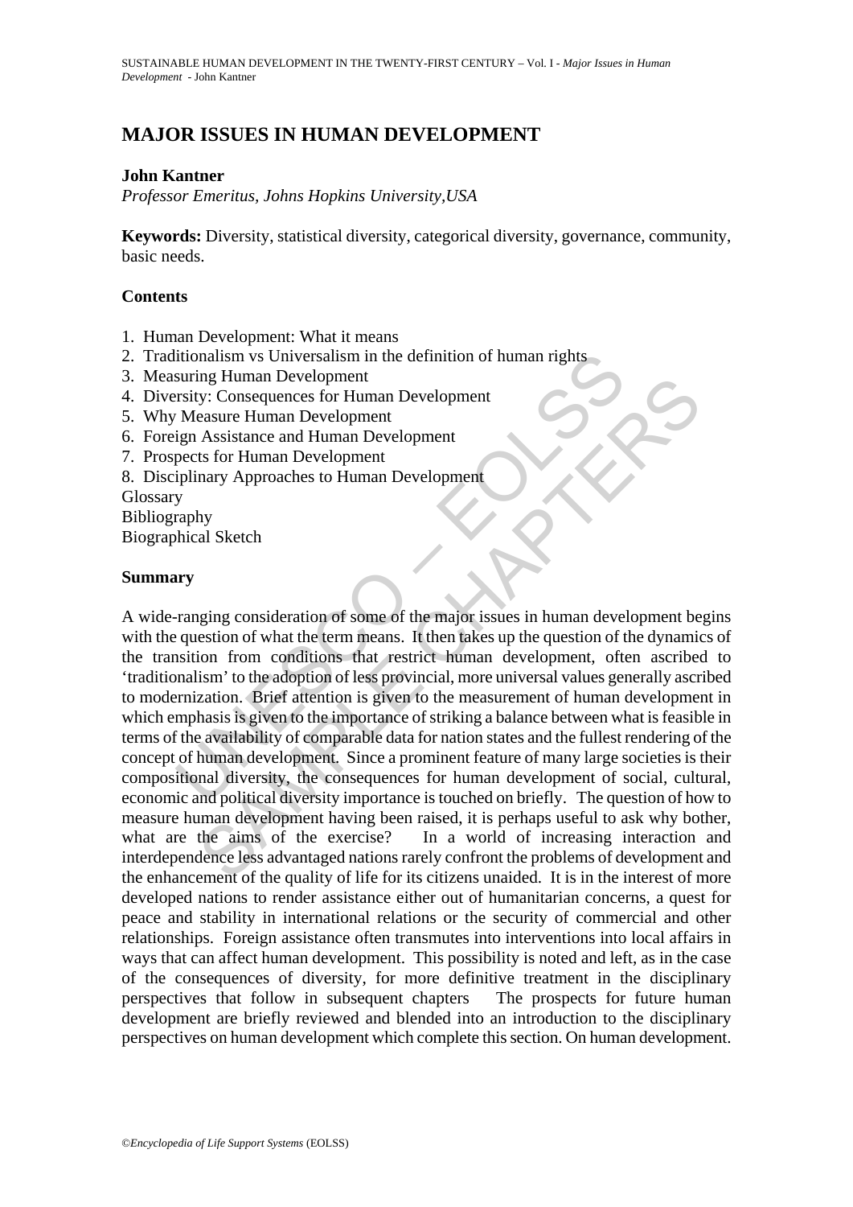# MAJOR ISSUES IN HUMAN DEVELOPMENT

**John Kantner**

*Professor Emeritus, Johns Hopkins University,USA*

**Keywords:** Diversity, statistical diversity, categorical diversity, governance, community, basic needs.

## Contents

1. Human Development: What it means
2. Traditionalism vs Universalism in the definition of human rights
3. Measuring Human Development
4. Diversity: Consequences for Human Development
5. Why Measure Human Development
6. Foreign Assistance and Human Development
7. Prospects for Human Development
8. Disciplinary Approaches to Human Development

Glossary
Bibliography
Biographical Sketch

## Summary

A wide-ranging consideration of some of the major issues in human development begins with the question of what the term means. It then takes up the question of the dynamics of the transition from conditions that restrict human development, often ascribed to 'traditionalism' to the adoption of less provincial, more universal values generally ascribed to modernization. Brief attention is given to the measurement of human development in which emphasis is given to the importance of striking a balance between what is feasible in terms of the availability of comparable data for nation states and the fullest rendering of the concept of human development. Since a prominent feature of many large societies is their compositional diversity, the consequences for human development of social, cultural, economic and political diversity importance is touched on briefly. The question of how to measure human development having been raised, it is perhaps useful to ask why bother, what are the aims of the exercise? In a world of increasing interaction and interdependence less advantaged nations rarely confront the problems of development and the enhancement of the quality of life for its citizens unaided. It is in the interest of more developed nations to render assistance either out of humanitarian concerns, a quest for peace and stability in international relations or the security of commercial and other relationships. Foreign assistance often transmutes into interventions into local affairs in ways that can affect human development. This possibility is noted and left, as in the case of the consequences of diversity, for more definitive treatment in the disciplinary perspectives that follow in subsequent chapters The prospects for future human development are briefly reviewed and blended into an introduction to the disciplinary perspectives on human development which complete this section. On human development.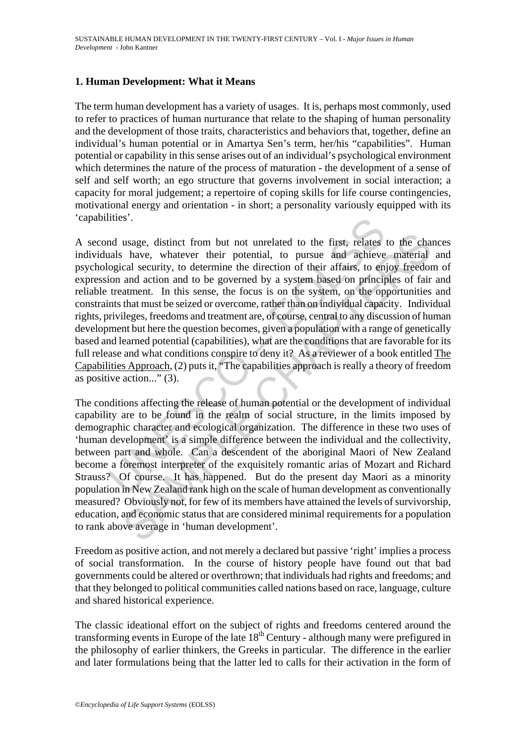## 1. Human Development: What it Means

The term human development has a variety of usages. It is, perhaps most commonly, used to refer to practices of human nurturance that relate to the shaping of human personality and the development of those traits, characteristics and behaviors that, together, define an individual's human potential or in Amartya Sen's term, her/his "capabilities". Human potential or capability in this sense arises out of an individual's psychological environment which determines the nature of the process of maturation - the development of a sense of self and self worth; an ego structure that governs involvement in social interaction; a capacity for moral judgement; a repertoire of coping skills for life course contingencies, motivational energy and orientation - in short; a personality variously equipped with its 'capabilities'.

A second usage, distinct from but not unrelated to the first, relates to the chances individuals have, whatever their potential, to pursue and achieve material and psychological security, to determine the direction of their affairs, to enjoy freedom of expression and action and to be governed by a system based on principles of fair and reliable treatment. In this sense, the focus is on the system, on the opportunities and constraints that must be seized or overcome, rather than on individual capacity. Individual rights, privileges, freedoms and treatment are, of course, central to any discussion of human development but here the question becomes, given a population with a range of genetically based and learned potential (capabilities), what are the conditions that are favorable for its full release and what conditions conspire to deny it? As a reviewer of a book entitled The Capabilities Approach, (2) puts it, "The capabilities approach is really a theory of freedom as positive action..." (3).

The conditions affecting the release of human potential or the development of individual capability are to be found in the realm of social structure, in the limits imposed by demographic character and ecological organization. The difference in these two uses of 'human development' is a simple difference between the individual and the collectivity, between part and whole. Can a descendent of the aboriginal Maori of New Zealand become a foremost interpreter of the exquisitely romantic arias of Mozart and Richard Strauss? Of course. It has happened. But do the present day Maori as a minority population in New Zealand rank high on the scale of human development as conventionally measured? Obviously not, for few of its members have attained the levels of survivorship, education, and economic status that are considered minimal requirements for a population to rank above average in 'human development'.

Freedom as positive action, and not merely a declared but passive 'right' implies a process of social transformation. In the course of history people have found out that bad governments could be altered or overthrown; that individuals had rights and freedoms; and that they belonged to political communities called nations based on race, language, culture and shared historical experience.

The classic ideational effort on the subject of rights and freedoms centered around the transforming events in Europe of the late 18th Century - although many were prefigured in the philosophy of earlier thinkers, the Greeks in particular. The difference in the earlier and later formulations being that the latter led to calls for their activation in the form of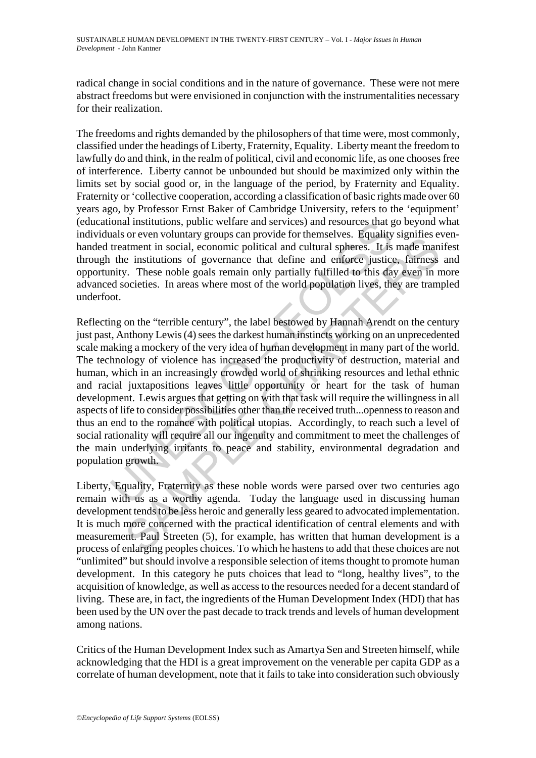radical change in social conditions and in the nature of governance. These were not mere abstract freedoms but were envisioned in conjunction with the instrumentalities necessary for their realization.

The freedoms and rights demanded by the philosophers of that time were, most commonly, classified under the headings of Liberty, Fraternity, Equality. Liberty meant the freedom to lawfully do and think, in the realm of political, civil and economic life, as one chooses free of interference. Liberty cannot be unbounded but should be maximized only within the limits set by social good or, in the language of the period, by Fraternity and Equality. Fraternity or 'collective cooperation, according a classification of basic rights made over 60 years ago, by Professor Ernst Baker of Cambridge University, refers to the 'equipment' (educational institutions, public welfare and services) and resources that go beyond what individuals or even voluntary groups can provide for themselves. Equality signifies even-handed treatment in social, economic political and cultural spheres. It is made manifest through the institutions of governance that define and enforce justice, fairness and opportunity. These noble goals remain only partially fulfilled to this day even in more advanced societies. In areas where most of the world population lives, they are trampled underfoot.

Reflecting on the "terrible century", the label bestowed by Hannah Arendt on the century just past, Anthony Lewis (4) sees the darkest human instincts working on an unprecedented scale making a mockery of the very idea of human development in many part of the world. The technology of violence has increased the productivity of destruction, material and human, which in an increasingly crowded world of shrinking resources and lethal ethnic and racial juxtapositions leaves little opportunity or heart for the task of human development. Lewis argues that getting on with that task will require the willingness in all aspects of life to consider possibilities other than the received truth...openness to reason and thus an end to the romance with political utopias. Accordingly, to reach such a level of social rationality will require all our ingenuity and commitment to meet the challenges of the main underlying irritants to peace and stability, environmental degradation and population growth.

Liberty, Equality, Fraternity as these noble words were parsed over two centuries ago remain with us as a worthy agenda. Today the language used in discussing human development tends to be less heroic and generally less geared to advocated implementation. It is much more concerned with the practical identification of central elements and with measurement. Paul Streeten (5), for example, has written that human development is a process of enlarging peoples choices. To which he hastens to add that these choices are not "unlimited" but should involve a responsible selection of items thought to promote human development. In this category he puts choices that lead to "long, healthy lives", to the acquisition of knowledge, as well as access to the resources needed for a decent standard of living. These are, in fact, the ingredients of the Human Development Index (HDI) that has been used by the UN over the past decade to track trends and levels of human development among nations.

Critics of the Human Development Index such as Amartya Sen and Streeten himself, while acknowledging that the HDI is a great improvement on the venerable per capita GDP as a correlate of human development, note that it fails to take into consideration such obviously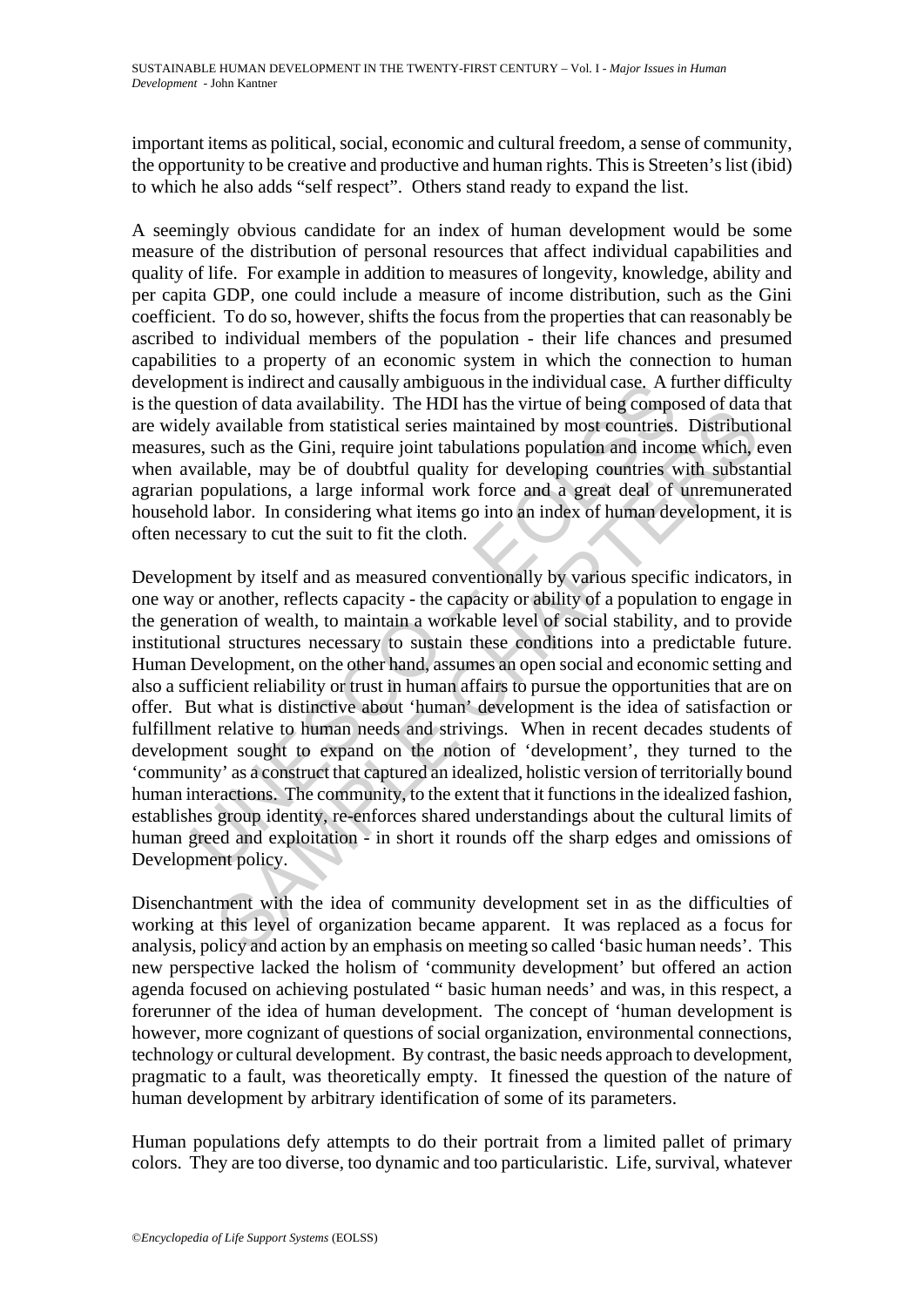important items as political, social, economic and cultural freedom, a sense of community, the opportunity to be creative and productive and human rights. This is Streeten's list (ibid) to which he also adds "self respect". Others stand ready to expand the list.

A seemingly obvious candidate for an index of human development would be some measure of the distribution of personal resources that affect individual capabilities and quality of life. For example in addition to measures of longevity, knowledge, ability and per capita GDP, one could include a measure of income distribution, such as the Gini coefficient. To do so, however, shifts the focus from the properties that can reasonably be ascribed to individual members of the population - their life chances and presumed capabilities to a property of an economic system in which the connection to human development is indirect and causally ambiguous in the individual case. A further difficulty is the question of data availability. The HDI has the virtue of being composed of data that are widely available from statistical series maintained by most countries. Distributional measures, such as the Gini, require joint tabulations population and income which, even when available, may be of doubtful quality for developing countries with substantial agrarian populations, a large informal work force and a great deal of unremunerated household labor. In considering what items go into an index of human development, it is often necessary to cut the suit to fit the cloth.

Development by itself and as measured conventionally by various specific indicators, in one way or another, reflects capacity - the capacity or ability of a population to engage in the generation of wealth, to maintain a workable level of social stability, and to provide institutional structures necessary to sustain these conditions into a predictable future. Human Development, on the other hand, assumes an open social and economic setting and also a sufficient reliability or trust in human affairs to pursue the opportunities that are on offer. But what is distinctive about 'human' development is the idea of satisfaction or fulfillment relative to human needs and strivings. When in recent decades students of development sought to expand on the notion of 'development', they turned to the 'community' as a construct that captured an idealized, holistic version of territorially bound human interactions. The community, to the extent that it functions in the idealized fashion, establishes group identity, re-enforces shared understandings about the cultural limits of human greed and exploitation - in short it rounds off the sharp edges and omissions of Development policy.

Disenchantment with the idea of community development set in as the difficulties of working at this level of organization became apparent. It was replaced as a focus for analysis, policy and action by an emphasis on meeting so called 'basic human needs'. This new perspective lacked the holism of 'community development' but offered an action agenda focused on achieving postulated " basic human needs' and was, in this respect, a forerunner of the idea of human development. The concept of 'human development is however, more cognizant of questions of social organization, environmental connections, technology or cultural development. By contrast, the basic needs approach to development, pragmatic to a fault, was theoretically empty. It finessed the question of the nature of human development by arbitrary identification of some of its parameters.

Human populations defy attempts to do their portrait from a limited pallet of primary colors. They are too diverse, too dynamic and too particularistic. Life, survival, whatever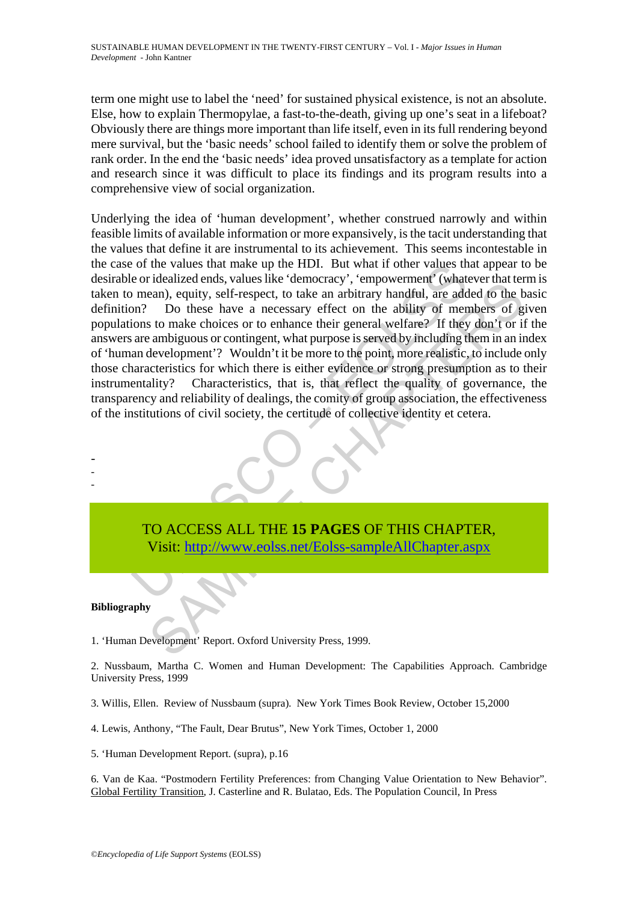term one might use to label the 'need' for sustained physical existence, is not an absolute. Else, how to explain Thermopylae, a fast-to-the-death, giving up one's seat in a lifeboat? Obviously there are things more important than life itself, even in its full rendering beyond mere survival, but the 'basic needs' school failed to identify them or solve the problem of rank order. In the end the 'basic needs' idea proved unsatisfactory as a template for action and research since it was difficult to place its findings and its program results into a comprehensive view of social organization.

Underlying the idea of 'human development', whether construed narrowly and within feasible limits of available information or more expansively, is the tacit understanding that the values that define it are instrumental to its achievement. This seems incontestable in the case of the values that make up the HDI. But what if other values that appear to be desirable or idealized ends, values like 'democracy', 'empowerment' (whatever that term is taken to mean), equity, self-respect, to take an arbitrary handful, are added to the basic definition? Do these have a necessary effect on the ability of members of given populations to make choices or to enhance their general welfare? If they don't or if the answers are ambiguous or contingent, what purpose is served by including them in an index of 'human development'? Wouldn't it be more to the point, more realistic, to include only those characteristics for which there is either evidence or strong presumption as to their instrumentality? Characteristics, that is, that reflect the quality of governance, the transparency and reliability of dealings, the comity of group association, the effectiveness of the institutions of civil society, the certitude of collective identity et cetera.

-
-
-

TO ACCESS ALL THE **15 PAGES** OF THIS CHAPTER,
Visit: http://www.eolss.net/Eolss-sampleAllChapter.aspx

**Bibliography**

1. 'Human Development' Report. Oxford University Press, 1999.

2. Nussbaum, Martha C. Women and Human Development: The Capabilities Approach. Cambridge University Press, 1999

3. Willis, Ellen. Review of Nussbaum (supra). New York Times Book Review, October 15,2000

4. Lewis, Anthony, "The Fault, Dear Brutus", New York Times, October 1, 2000

5. 'Human Development Report. (supra), p.16

6. Van de Kaa. "Postmodern Fertility Preferences: from Changing Value Orientation to New Behavior". Global Fertility Transition, J. Casterline and R. Bulatao, Eds. The Population Council, In Press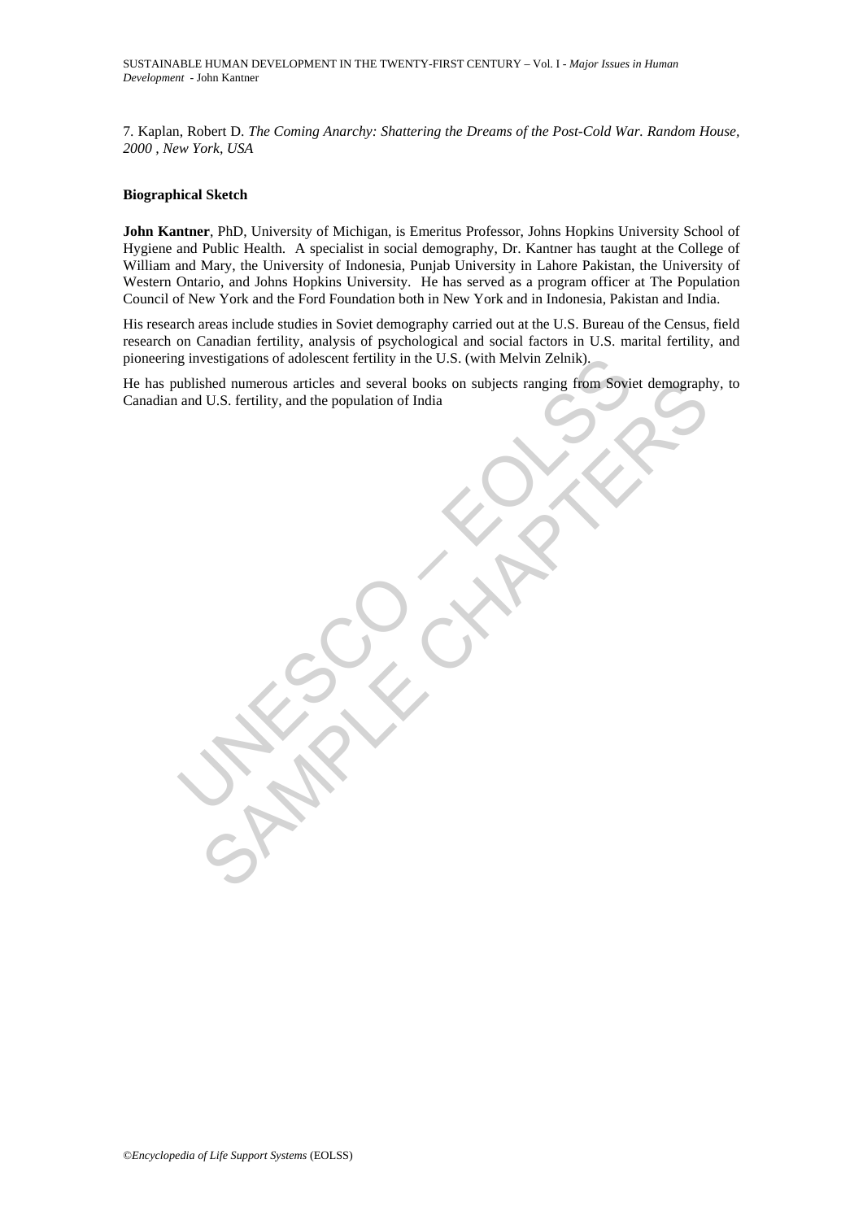7. Kaplan, Robert D. *The Coming Anarchy: Shattering the Dreams of the Post-Cold War. Random House, 2000 , New York, USA*

**Biographical Sketch**

**John Kantner**, PhD, University of Michigan, is Emeritus Professor, Johns Hopkins University School of Hygiene and Public Health. A specialist in social demography, Dr. Kantner has taught at the College of William and Mary, the University of Indonesia, Punjab University in Lahore Pakistan, the University of Western Ontario, and Johns Hopkins University. He has served as a program officer at The Population Council of New York and the Ford Foundation both in New York and in Indonesia, Pakistan and India.

His research areas include studies in Soviet demography carried out at the U.S. Bureau of the Census, field research on Canadian fertility, analysis of psychological and social factors in U.S. marital fertility, and pioneering investigations of adolescent fertility in the U.S. (with Melvin Zelnik).

He has published numerous articles and several books on subjects ranging from Soviet demography, to Canadian and U.S. fertility, and the population of India